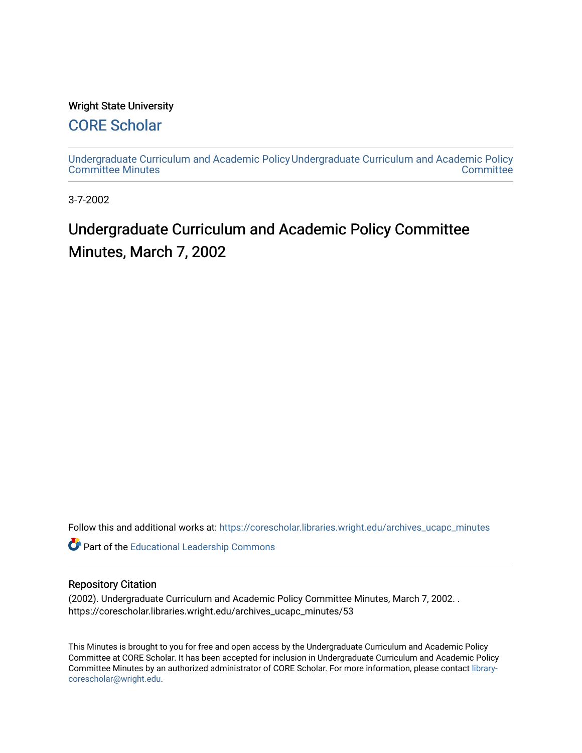Wright State University

## CORE Scholar

Undergraduate Curriculum and Academic Policy Committee Minutes

Undergraduate Curriculum and Academic Policy Committee

3-7-2002

# Undergraduate Curriculum and Academic Policy Committee Minutes, March 7, 2002

Follow this and additional works at: https://corescholar.libraries.wright.edu/archives_ucapc_minutes

Part of the Educational Leadership Commons

### Repository Citation

(2002). Undergraduate Curriculum and Academic Policy Committee Minutes, March 7, 2002. . https://corescholar.libraries.wright.edu/archives_ucapc_minutes/53

This Minutes is brought to you for free and open access by the Undergraduate Curriculum and Academic Policy Committee at CORE Scholar. It has been accepted for inclusion in Undergraduate Curriculum and Academic Policy Committee Minutes by an authorized administrator of CORE Scholar. For more information, please contact library-corescholar@wright.edu.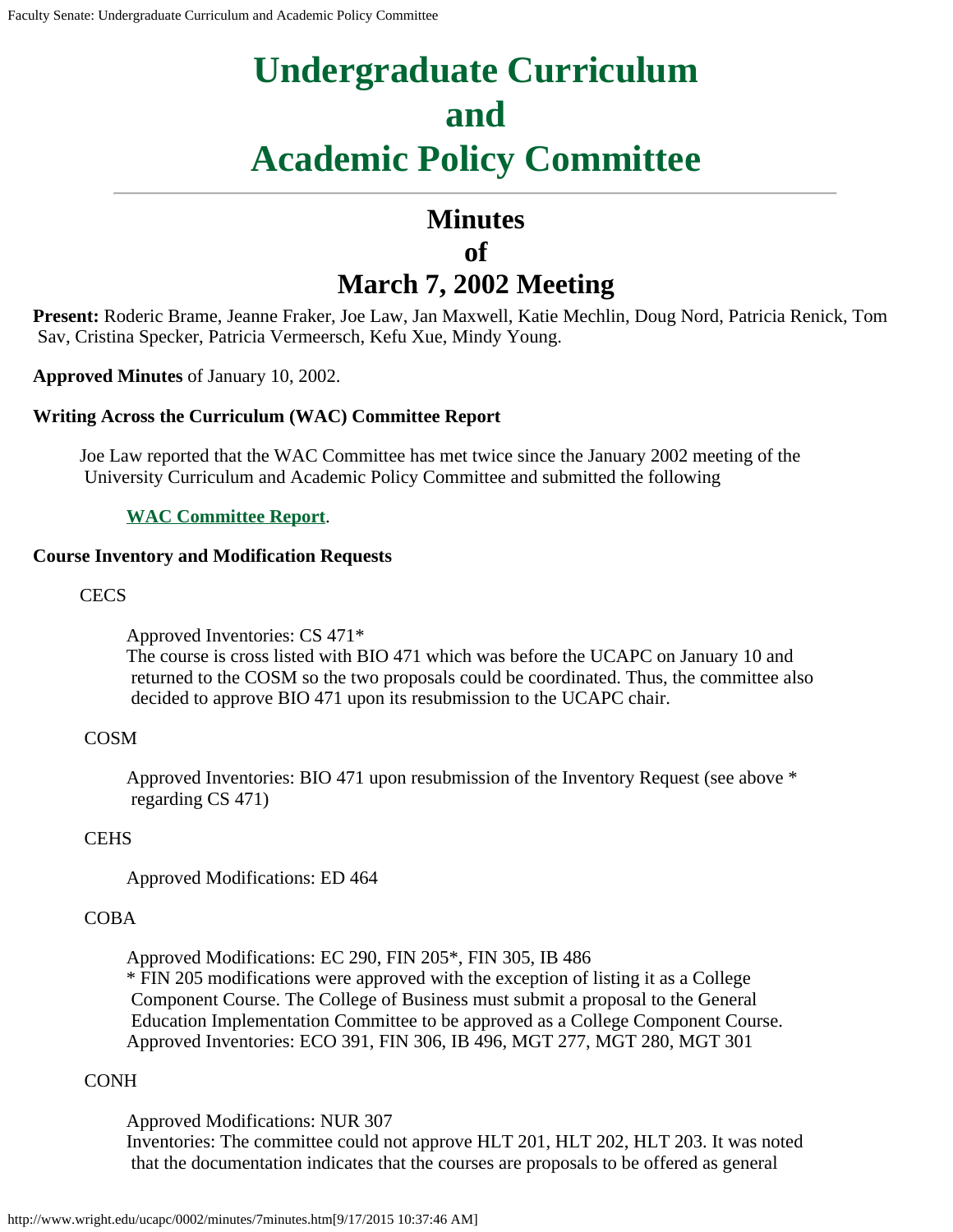# Undergraduate Curriculum and Academic Policy Committee

## Minutes of March 7, 2002 Meeting

**Present:** Roderic Brame, Jeanne Fraker, Joe Law, Jan Maxwell, Katie Mechlin, Doug Nord, Patricia Renick, Tom Sav, Cristina Specker, Patricia Vermeersch, Kefu Xue, Mindy Young.

**Approved Minutes** of January 10, 2002.

**Writing Across the Curriculum (WAC) Committee Report**

Joe Law reported that the WAC Committee has met twice since the January 2002 meeting of the University Curriculum and Academic Policy Committee and submitted the following

**WAC Committee Report**.

**Course Inventory and Modification Requests**

CECS

Approved Inventories: CS 471*
The course is cross listed with BIO 471 which was before the UCAPC on January 10 and returned to the COSM so the two proposals could be coordinated. Thus, the committee also decided to approve BIO 471 upon its resubmission to the UCAPC chair.

COSM

Approved Inventories: BIO 471 upon resubmission of the Inventory Request (see above * regarding CS 471)

CEHS

Approved Modifications: ED 464

COBA

Approved Modifications: EC 290, FIN 205*, FIN 305, IB 486
* FIN 205 modifications were approved with the exception of listing it as a College Component Course. The College of Business must submit a proposal to the General Education Implementation Committee to be approved as a College Component Course.
Approved Inventories: ECO 391, FIN 306, IB 496, MGT 277, MGT 280, MGT 301

CONH

Approved Modifications: NUR 307
Inventories: The committee could not approve HLT 201, HLT 202, HLT 203. It was noted that the documentation indicates that the courses are proposals to be offered as general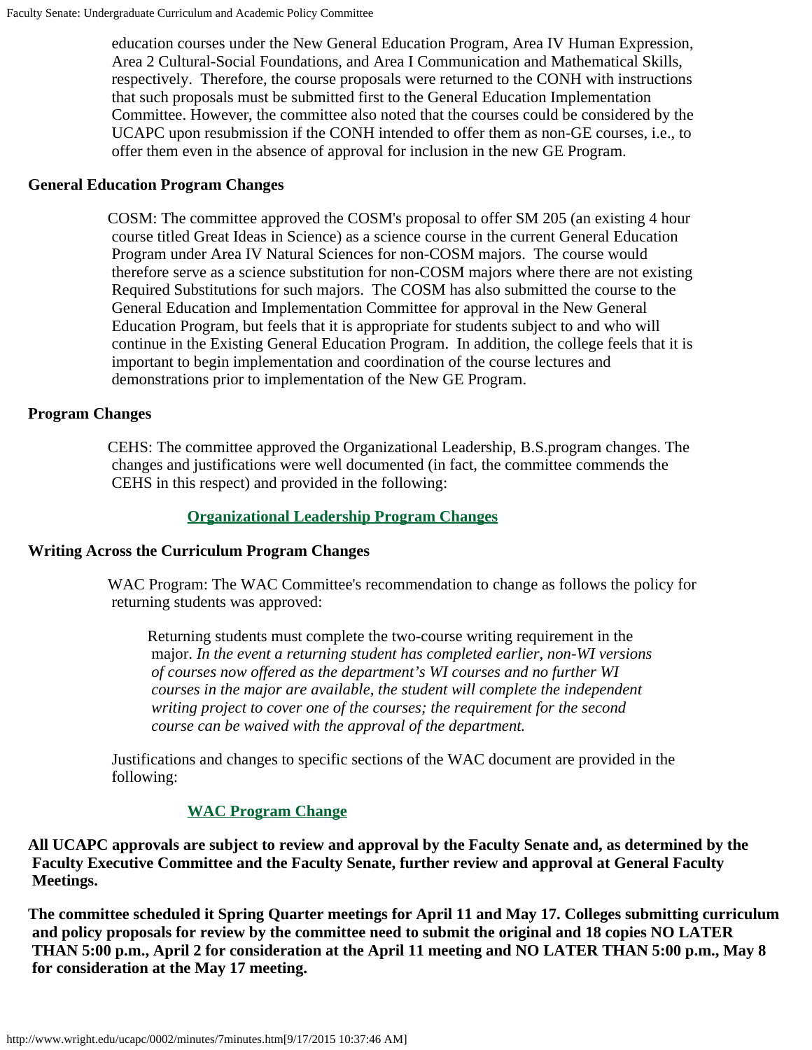education courses under the New General Education Program, Area IV Human Expression, Area 2 Cultural-Social Foundations, and Area I Communication and Mathematical Skills, respectively. Therefore, the course proposals were returned to the CONH with instructions that such proposals must be submitted first to the General Education Implementation Committee. However, the committee also noted that the courses could be considered by the UCAPC upon resubmission if the CONH intended to offer them as non-GE courses, i.e., to offer them even in the absence of approval for inclusion in the new GE Program.

**General Education Program Changes**

COSM: The committee approved the COSM's proposal to offer SM 205 (an existing 4 hour course titled Great Ideas in Science) as a science course in the current General Education Program under Area IV Natural Sciences for non-COSM majors. The course would therefore serve as a science substitution for non-COSM majors where there are not existing Required Substitutions for such majors. The COSM has also submitted the course to the General Education and Implementation Committee for approval in the New General Education Program, but feels that it is appropriate for students subject to and who will continue in the Existing General Education Program. In addition, the college feels that it is important to begin implementation and coordination of the course lectures and demonstrations prior to implementation of the New GE Program.

**Program Changes**

CEHS: The committee approved the Organizational Leadership, B.S.program changes. The changes and justifications were well documented (in fact, the committee commends the CEHS in this respect) and provided in the following:

**Organizational Leadership Program Changes**

**Writing Across the Curriculum Program Changes**

WAC Program: The WAC Committee's recommendation to change as follows the policy for returning students was approved:

> Returning students must complete the two-course writing requirement in the major. *In the event a returning student has completed earlier, non-WI versions of courses now offered as the department's WI courses and no further WI courses in the major are available, the student will complete the independent writing project to cover one of the courses; the requirement for the second course can be waived with the approval of the department.*

Justifications and changes to specific sections of the WAC document are provided in the following:

**WAC Program Change**

**All UCAPC approvals are subject to review and approval by the Faculty Senate and, as determined by the Faculty Executive Committee and the Faculty Senate, further review and approval at General Faculty Meetings.**

**The committee scheduled it Spring Quarter meetings for April 11 and May 17. Colleges submitting curriculum and policy proposals for review by the committee need to submit the original and 18 copies NO LATER THAN 5:00 p.m., April 2 for consideration at the April 11 meeting and NO LATER THAN 5:00 p.m., May 8 for consideration at the May 17 meeting.**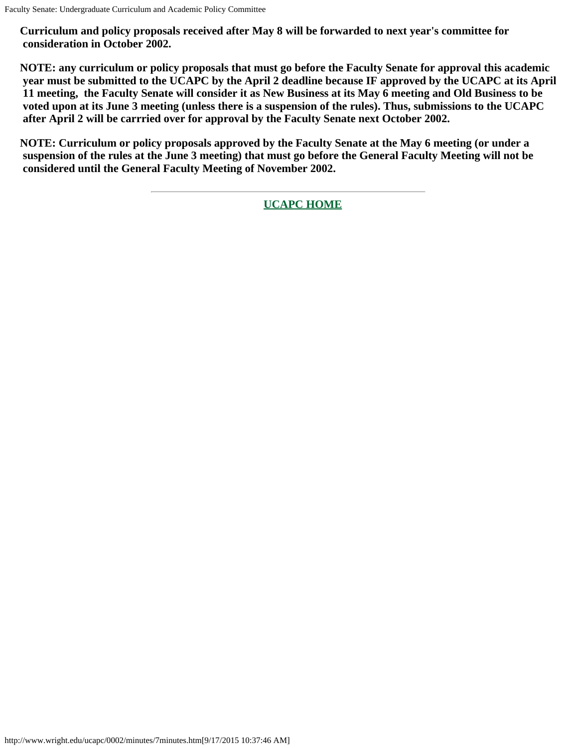**Curriculum and policy proposals received after May 8 will be forwarded to next year's committee for consideration in October 2002.**

**NOTE: any curriculum or policy proposals that must go before the Faculty Senate for approval this academic year must be submitted to the UCAPC by the April 2 deadline because IF approved by the UCAPC at its April 11 meeting, the Faculty Senate will consider it as New Business at its May 6 meeting and Old Business to be voted upon at its June 3 meeting (unless there is a suspension of the rules). Thus, submissions to the UCAPC after April 2 will be carrried over for approval by the Faculty Senate next October 2002.**

**NOTE: Curriculum or policy proposals approved by the Faculty Senate at the May 6 meeting (or under a suspension of the rules at the June 3 meeting) that must go before the General Faculty Meeting will not be considered until the General Faculty Meeting of November 2002.**

---

**UCAPC HOME**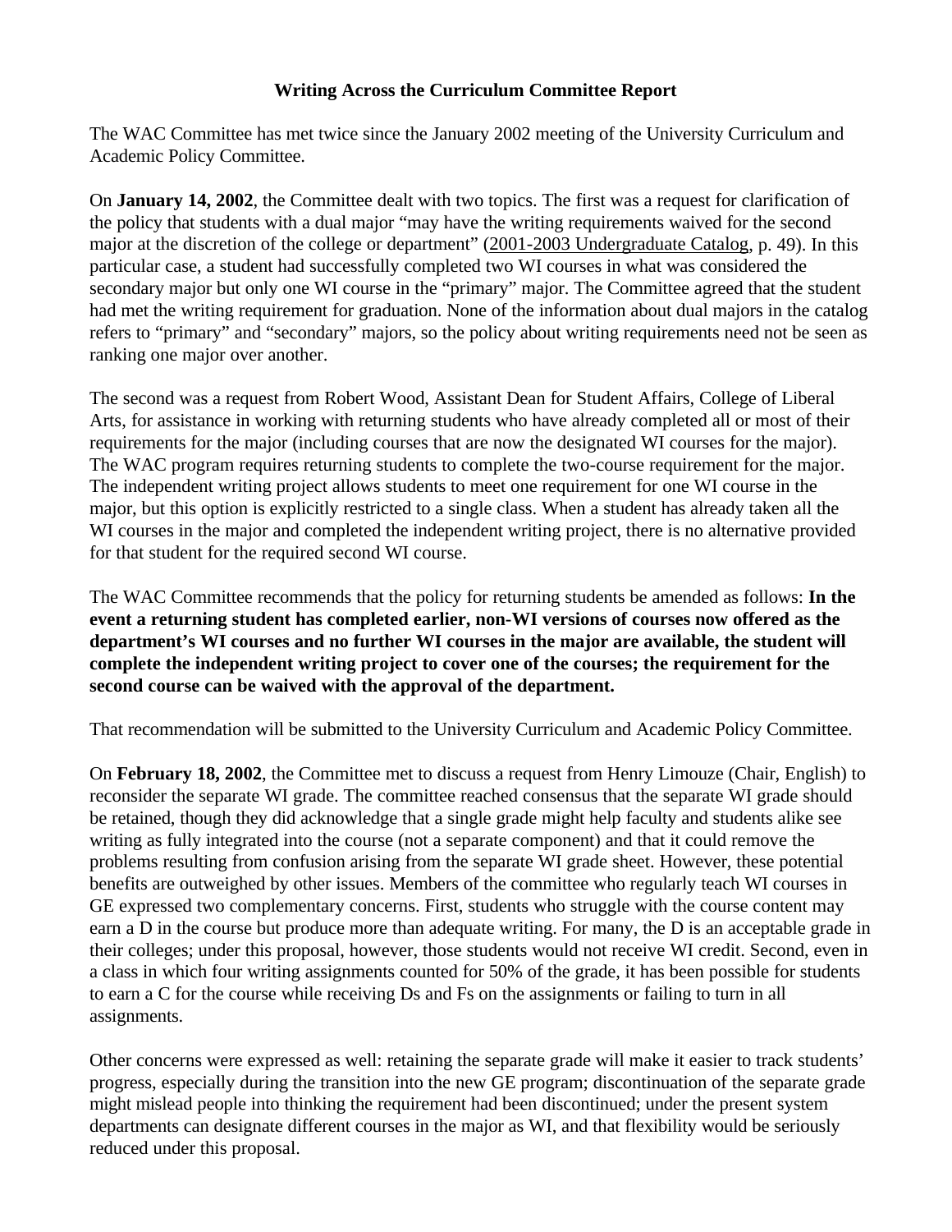**Writing Across the Curriculum Committee Report**

The WAC Committee has met twice since the January 2002 meeting of the University Curriculum and Academic Policy Committee.

On **January 14, 2002**, the Committee dealt with two topics. The first was a request for clarification of the policy that students with a dual major "may have the writing requirements waived for the second major at the discretion of the college or department" (2001-2003 Undergraduate Catalog, p. 49). In this particular case, a student had successfully completed two WI courses in what was considered the secondary major but only one WI course in the "primary" major. The Committee agreed that the student had met the writing requirement for graduation. None of the information about dual majors in the catalog refers to "primary" and "secondary" majors, so the policy about writing requirements need not be seen as ranking one major over another.

The second was a request from Robert Wood, Assistant Dean for Student Affairs, College of Liberal Arts, for assistance in working with returning students who have already completed all or most of their requirements for the major (including courses that are now the designated WI courses for the major). The WAC program requires returning students to complete the two-course requirement for the major. The independent writing project allows students to meet one requirement for one WI course in the major, but this option is explicitly restricted to a single class. When a student has already taken all the WI courses in the major and completed the independent writing project, there is no alternative provided for that student for the required second WI course.

The WAC Committee recommends that the policy for returning students be amended as follows: **In the event a returning student has completed earlier, non-WI versions of courses now offered as the department's WI courses and no further WI courses in the major are available, the student will complete the independent writing project to cover one of the courses; the requirement for the second course can be waived with the approval of the department.**

That recommendation will be submitted to the University Curriculum and Academic Policy Committee.

On **February 18, 2002**, the Committee met to discuss a request from Henry Limouze (Chair, English) to reconsider the separate WI grade. The committee reached consensus that the separate WI grade should be retained, though they did acknowledge that a single grade might help faculty and students alike see writing as fully integrated into the course (not a separate component) and that it could remove the problems resulting from confusion arising from the separate WI grade sheet. However, these potential benefits are outweighed by other issues. Members of the committee who regularly teach WI courses in GE expressed two complementary concerns. First, students who struggle with the course content may earn a D in the course but produce more than adequate writing. For many, the D is an acceptable grade in their colleges; under this proposal, however, those students would not receive WI credit. Second, even in a class in which four writing assignments counted for 50% of the grade, it has been possible for students to earn a C for the course while receiving Ds and Fs on the assignments or failing to turn in all assignments.

Other concerns were expressed as well: retaining the separate grade will make it easier to track students' progress, especially during the transition into the new GE program; discontinuation of the separate grade might mislead people into thinking the requirement had been discontinued; under the present system departments can designate different courses in the major as WI, and that flexibility would be seriously reduced under this proposal.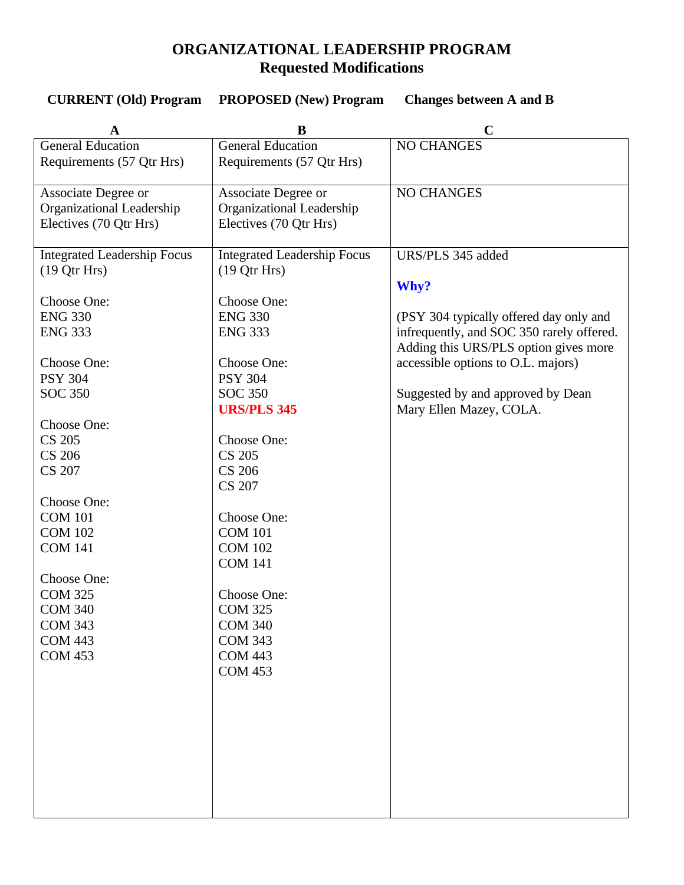# ORGANIZATIONAL LEADERSHIP PROGRAM
## Requested Modifications

| CURRENT (Old) Program | PROPOSED (New) Program | Changes between A and B |
|---|---|---|
| **A** | **B** | **C** |
| General Education Requirements (57 Qtr Hrs) | General Education Requirements (57 Qtr Hrs) | NO CHANGES |
| Associate Degree or Organizational Leadership Electives (70 Qtr Hrs) | Associate Degree or Organizational Leadership Electives (70 Qtr Hrs) | NO CHANGES |
| Integrated Leadership Focus (19 Qtr Hrs)<br><br>Choose One:<br>ENG 330<br>ENG 333<br><br>Choose One:<br>PSY 304<br>SOC 350<br><br>Choose One:<br>CS 205<br>CS 206<br>CS 207<br><br>Choose One:<br>COM 101<br>COM 102<br>COM 141<br><br>Choose One:<br>COM 325<br>COM 340<br>COM 343<br>COM 443<br>COM 453 | Integrated Leadership Focus (19 Qtr Hrs)<br><br>Choose One:<br>ENG 330<br>ENG 333<br><br>Choose One:<br>PSY 304<br>SOC 350<br>**URS/PLS 345**<br><br>Choose One:<br>CS 205<br>CS 206<br>CS 207<br><br>Choose One:<br>COM 101<br>COM 102<br>COM 141<br><br>Choose One:<br>COM 325<br>COM 340<br>COM 343<br>COM 443<br>COM 453 | URS/PLS 345 added<br><br>**Why?**<br><br>(PSY 304 typically offered day only and infrequently, and SOC 350 rarely offered. Adding this URS/PLS option gives more accessible options to O.L. majors)<br><br>Suggested by and approved by Dean Mary Ellen Mazey, COLA. |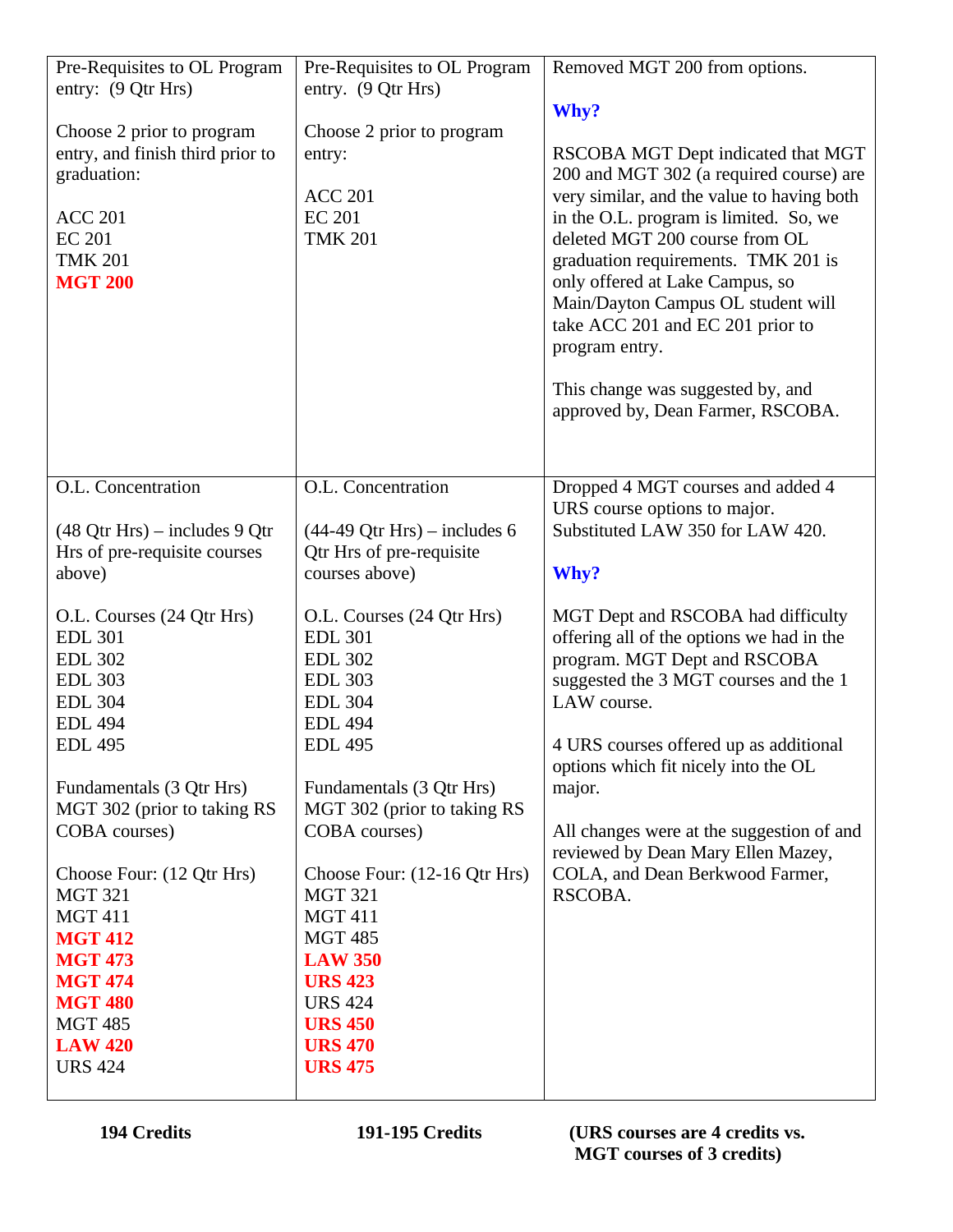| | | |
|---|---|---|
| Pre-Requisites to OL Program entry: (9 Qtr Hrs)<br><br>Choose 2 prior to program entry, and finish third prior to graduation:<br><br>ACC 201<br>EC 201<br>TMK 201<br>**MGT 200** | Pre-Requisites to OL Program entry. (9 Qtr Hrs)<br><br>Choose 2 prior to program entry:<br><br>ACC 201<br>EC 201<br>TMK 201 | Removed MGT 200 from options.<br><br>**Why?**<br><br>RSCOBA MGT Dept indicated that MGT 200 and MGT 302 (a required course) are very similar, and the value to having both in the O.L. program is limited. So, we deleted MGT 200 course from OL graduation requirements. TMK 201 is only offered at Lake Campus, so Main/Dayton Campus OL student will take ACC 201 and EC 201 prior to program entry.<br><br>This change was suggested by, and approved by, Dean Farmer, RSCOBA. |
| O.L. Concentration<br><br>(48 Qtr Hrs) – includes 9 Qtr Hrs of pre-requisite courses above)<br><br>O.L. Courses (24 Qtr Hrs)<br>EDL 301<br>EDL 302<br>EDL 303<br>EDL 304<br>EDL 494<br>EDL 495<br><br>Fundamentals (3 Qtr Hrs)<br>MGT 302 (prior to taking RS COBA courses)<br><br>Choose Four: (12 Qtr Hrs)<br>MGT 321<br>MGT 411<br>**MGT 412**<br>**MGT 473**<br>**MGT 474**<br>**MGT 480**<br>MGT 485<br>**LAW 420**<br>URS 424 | O.L. Concentration<br><br>(44-49 Qtr Hrs) – includes 6 Qtr Hrs of pre-requisite courses above)<br><br>O.L. Courses (24 Qtr Hrs)<br>EDL 301<br>EDL 302<br>EDL 303<br>EDL 304<br>EDL 494<br>EDL 495<br><br>Fundamentals (3 Qtr Hrs)<br>MGT 302 (prior to taking RS COBA courses)<br><br>Choose Four: (12-16 Qtr Hrs)<br>MGT 321<br>MGT 411<br>MGT 485<br>**LAW 350**<br>**URS 423**<br>URS 424<br>**URS 450**<br>**URS 470**<br>**URS 475** | Dropped 4 MGT courses and added 4 URS course options to major. Substituted LAW 350 for LAW 420.<br><br>**Why?**<br><br>MGT Dept and RSCOBA had difficulty offering all of the options we had in the program. MGT Dept and RSCOBA suggested the 3 MGT courses and the 1 LAW course.<br><br>4 URS courses offered up as additional options which fit nicely into the OL major.<br><br>All changes were at the suggestion of and reviewed by Dean Mary Ellen Mazey, COLA, and Dean Berkwood Farmer, RSCOBA. |
| **194 Credits** | **191-195 Credits** | **(URS courses are 4 credits vs. MGT courses of 3 credits)** |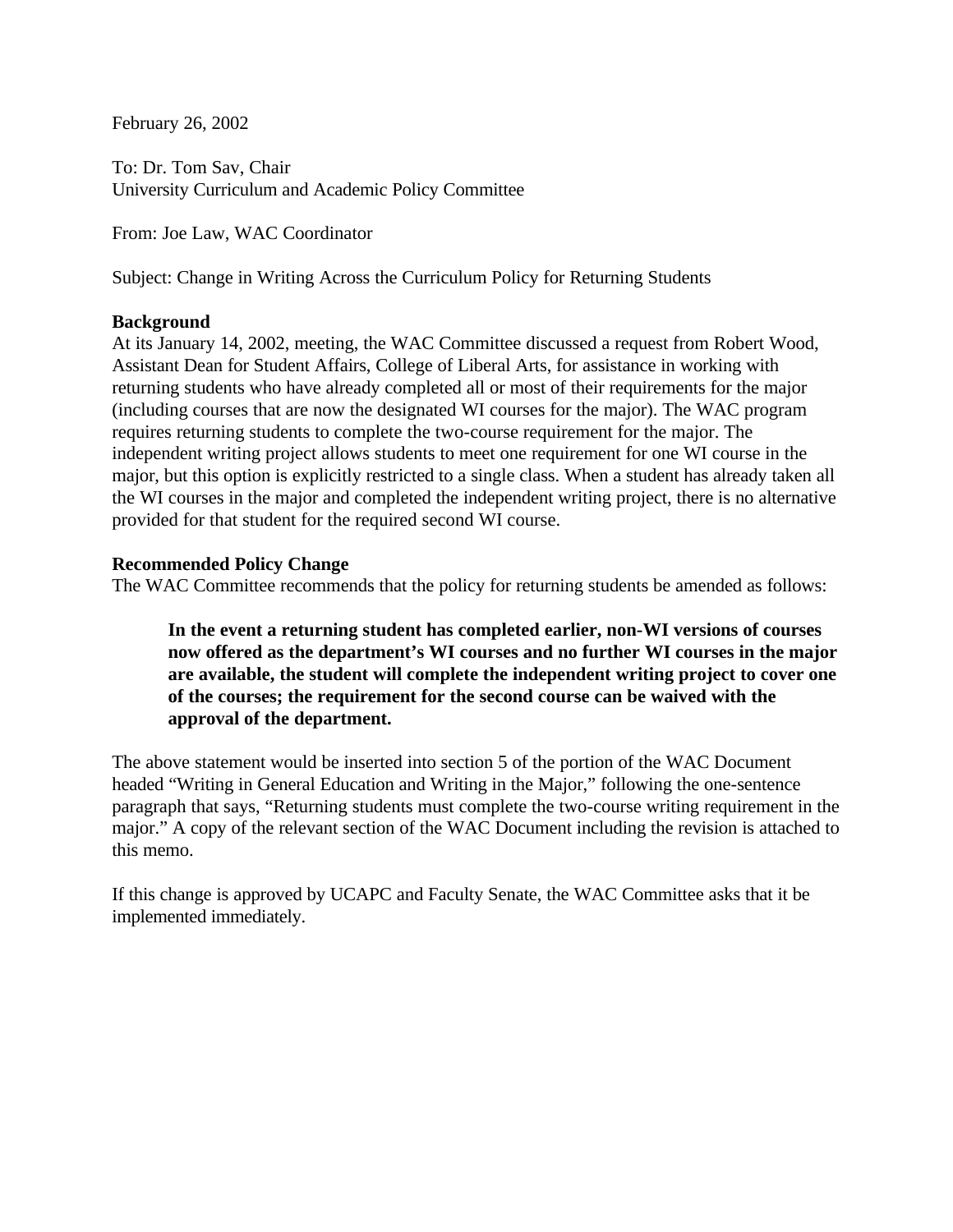February 26, 2002

To: Dr. Tom Sav, Chair
University Curriculum and Academic Policy Committee

From: Joe Law, WAC Coordinator

Subject: Change in Writing Across the Curriculum Policy for Returning Students

**Background**
At its January 14, 2002, meeting, the WAC Committee discussed a request from Robert Wood, Assistant Dean for Student Affairs, College of Liberal Arts, for assistance in working with returning students who have already completed all or most of their requirements for the major (including courses that are now the designated WI courses for the major). The WAC program requires returning students to complete the two-course requirement for the major. The independent writing project allows students to meet one requirement for one WI course in the major, but this option is explicitly restricted to a single class. When a student has already taken all the WI courses in the major and completed the independent writing project, there is no alternative provided for that student for the required second WI course.

**Recommended Policy Change**
The WAC Committee recommends that the policy for returning students be amended as follows:

> **In the event a returning student has completed earlier, non-WI versions of courses now offered as the department's WI courses and no further WI courses in the major are available, the student will complete the independent writing project to cover one of the courses; the requirement for the second course can be waived with the approval of the department.**

The above statement would be inserted into section 5 of the portion of the WAC Document headed "Writing in General Education and Writing in the Major," following the one-sentence paragraph that says, "Returning students must complete the two-course writing requirement in the major." A copy of the relevant section of the WAC Document including the revision is attached to this memo.

If this change is approved by UCAPC and Faculty Senate, the WAC Committee asks that it be implemented immediately.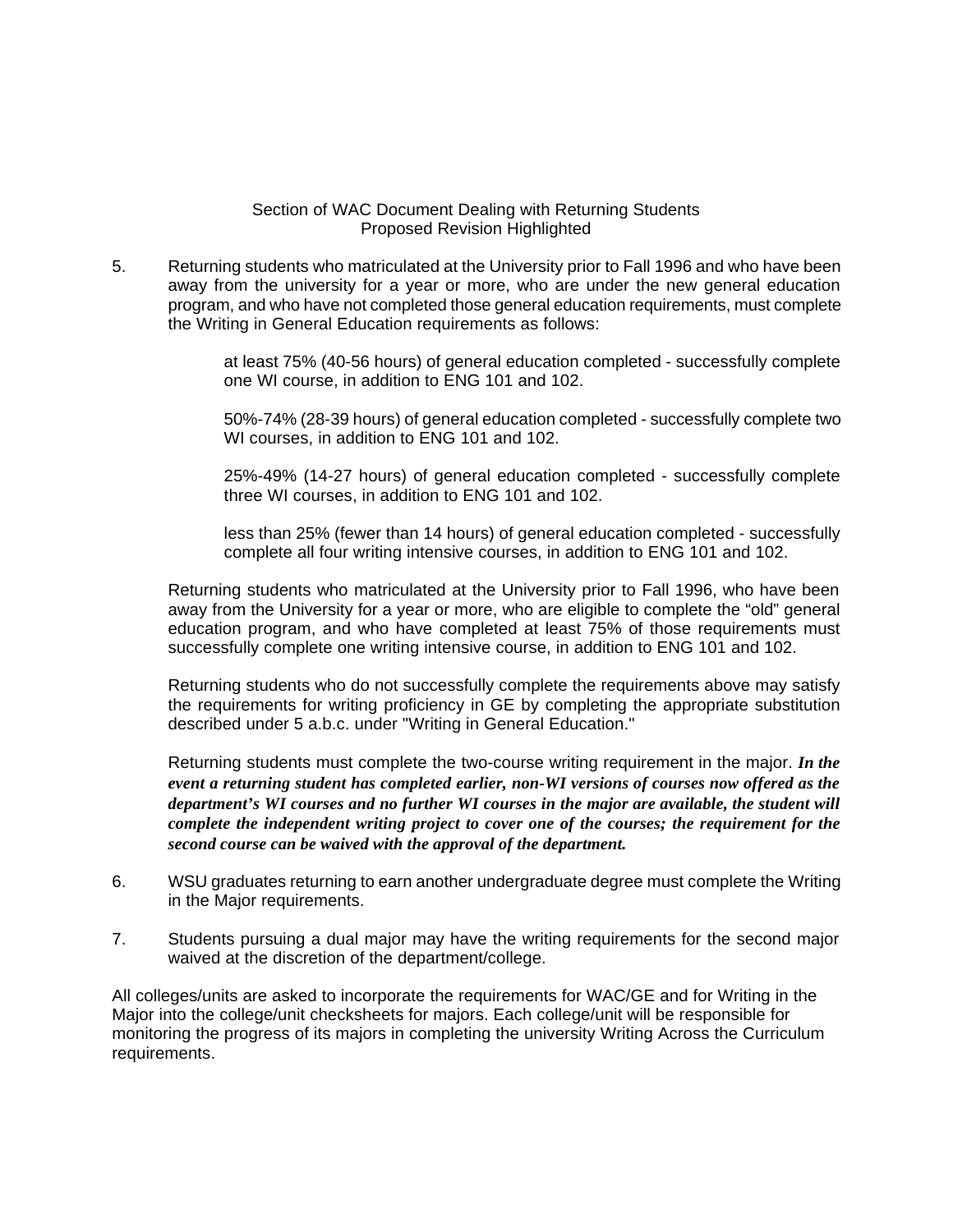Section of WAC Document Dealing with Returning Students
Proposed Revision Highlighted

5. Returning students who matriculated at the University prior to Fall 1996 and who have been away from the university for a year or more, who are under the new general education program, and who have not completed those general education requirements, must complete the Writing in General Education requirements as follows:

   at least 75% (40-56 hours) of general education completed - successfully complete one WI course, in addition to ENG 101 and 102.

   50%-74% (28-39 hours) of general education completed - successfully complete two WI courses, in addition to ENG 101 and 102.

   25%-49% (14-27 hours) of general education completed - successfully complete three WI courses, in addition to ENG 101 and 102.

   less than 25% (fewer than 14 hours) of general education completed - successfully complete all four writing intensive courses, in addition to ENG 101 and 102.

   Returning students who matriculated at the University prior to Fall 1996, who have been away from the University for a year or more, who are eligible to complete the "old" general education program, and who have completed at least 75% of those requirements must successfully complete one writing intensive course, in addition to ENG 101 and 102.

   Returning students who do not successfully complete the requirements above may satisfy the requirements for writing proficiency in GE by completing the appropriate substitution described under 5 a.b.c. under "Writing in General Education."

   Returning students must complete the two-course writing requirement in the major. ***In the event a returning student has completed earlier, non-WI versions of courses now offered as the department's WI courses and no further WI courses in the major are available, the student will complete the independent writing project to cover one of the courses; the requirement for the second course can be waived with the approval of the department.***

6. WSU graduates returning to earn another undergraduate degree must complete the Writing in the Major requirements.

7. Students pursuing a dual major may have the writing requirements for the second major waived at the discretion of the department/college.

All colleges/units are asked to incorporate the requirements for WAC/GE and for Writing in the Major into the college/unit checksheets for majors. Each college/unit will be responsible for monitoring the progress of its majors in completing the university Writing Across the Curriculum requirements.